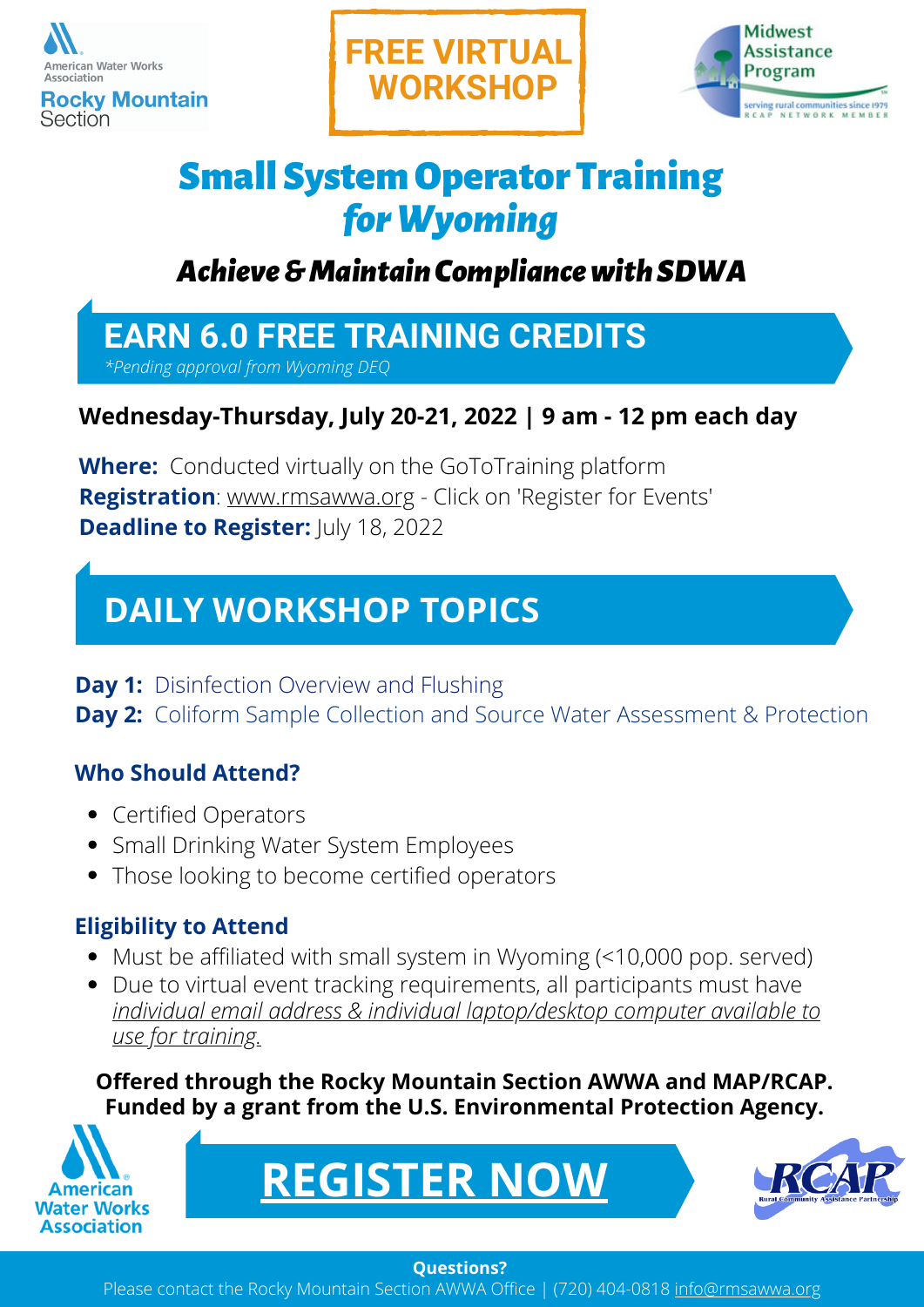American Water Works Association
Rocky Mountain Section

**FREE VIRTUAL WORKSHOP**

Midwest Assistance Program
serving rural communities since 1979
RCAP NETWORK MEMBER

# Small System Operator Training *for Wyoming*

### *Achieve & Maintain Compliance with SDWA*

## EARN 6.0 FREE TRAINING CREDITS

*\*Pending approval from Wyoming DEQ*

**Wednesday-Thursday, July 20-21, 2022 | 9 am - 12 pm each day**

**Where:** Conducted virtually on the GoToTraining platform
**Registration**: www.rmsawwa.org - Click on 'Register for Events'
**Deadline to Register:** July 18, 2022

## DAILY WORKSHOP TOPICS

**Day 1:** Disinfection Overview and Flushing
**Day 2:** Coliform Sample Collection and Source Water Assessment & Protection

### Who Should Attend?

- Certified Operators
- Small Drinking Water System Employees
- Those looking to become certified operators

### Eligibility to Attend

- Must be affiliated with small system in Wyoming (<10,000 pop. served)
- Due to virtual event tracking requirements, all participants must have *individual email address & individual laptop/desktop computer available to use for training.*

**Offered through the Rocky Mountain Section AWWA and MAP/RCAP.**
**Funded by a grant from the U.S. Environmental Protection Agency.**

American Water Works Association

**REGISTER NOW**

RCAP Rural Community Assistance Partnership

**Questions?**
Please contact the Rocky Mountain Section AWWA Office | (720) 404-0818 info@rmsawwa.org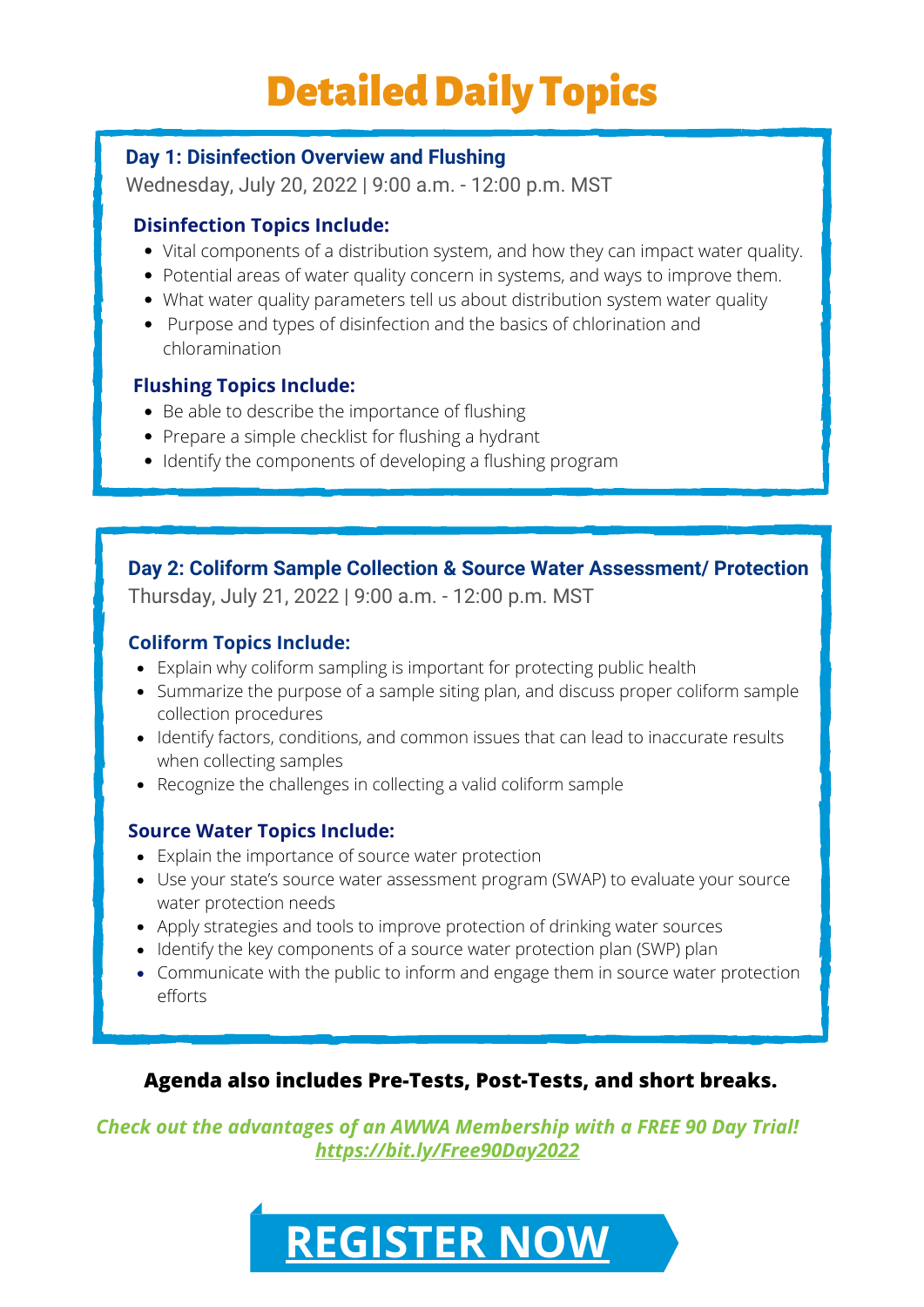# Detailed Daily Topics

### Day 1: Disinfection Overview and Flushing

Wednesday, July 20, 2022 | 9:00 a.m. - 12:00 p.m. MST

#### Disinfection Topics Include:

- Vital components of a distribution system, and how they can impact water quality.
- Potential areas of water quality concern in systems, and ways to improve them.
- What water quality parameters tell us about distribution system water quality
- Purpose and types of disinfection and the basics of chlorination and chloramination

#### Flushing Topics Include:

- Be able to describe the importance of flushing
- Prepare a simple checklist for flushing a hydrant
- Identify the components of developing a flushing program

### Day 2: Coliform Sample Collection & Source Water Assessment/ Protection

Thursday, July 21, 2022 | 9:00 a.m. - 12:00 p.m. MST

#### Coliform Topics Include:

- Explain why coliform sampling is important for protecting public health
- Summarize the purpose of a sample siting plan, and discuss proper coliform sample collection procedures
- Identify factors, conditions, and common issues that can lead to inaccurate results when collecting samples
- Recognize the challenges in collecting a valid coliform sample

#### Source Water Topics Include:

- Explain the importance of source water protection
- Use your state's source water assessment program (SWAP) to evaluate your source water protection needs
- Apply strategies and tools to improve protection of drinking water sources
- Identify the key components of a source water protection plan (SWP) plan
- Communicate with the public to inform and engage them in source water protection efforts

**Agenda also includes Pre-Tests, Post-Tests, and short breaks.**

*Check out the advantages of an AWWA Membership with a FREE 90 Day Trial!*
*https://bit.ly/Free90Day2022*

**REGISTER NOW**